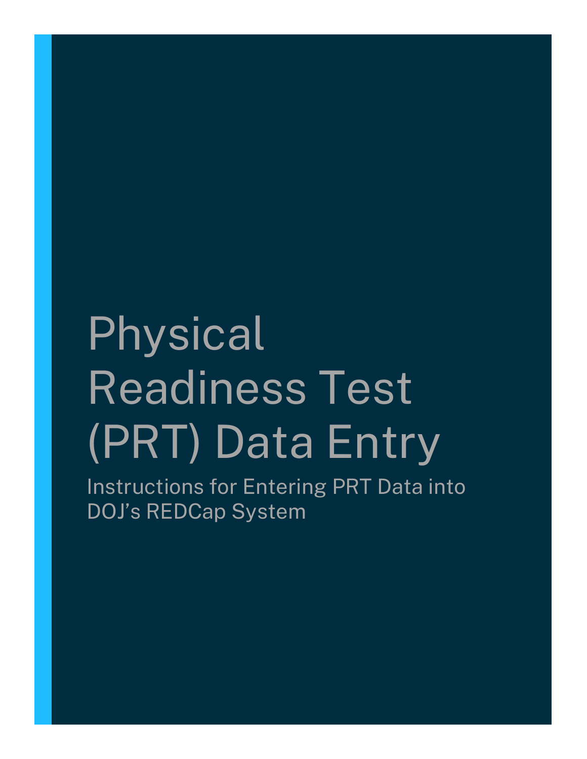# Physical Readiness Test (PRT) Data Entry

Instructions for Entering PRT Data into DOJ's REDCap System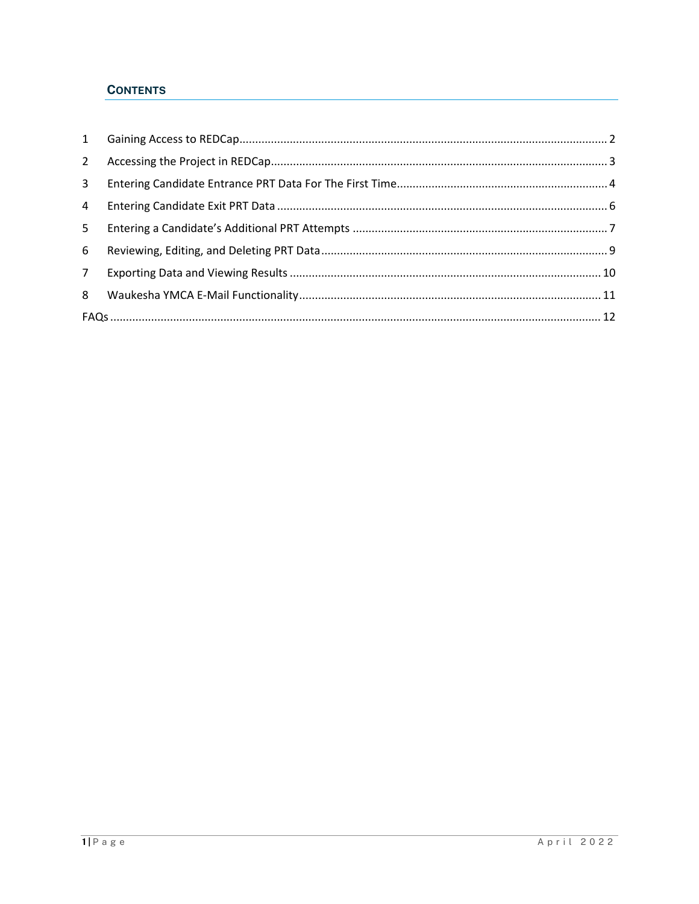## CONTENTS

1 Gaining Access to REDCap .......... 2
2 Accessing the Project in REDCap .......... 3
3 Entering Candidate Entrance PRT Data For The First Time .......... 4
4 Entering Candidate Exit PRT Data .......... 6
5 Entering a Candidate's Additional PRT Attempts .......... 7
6 Reviewing, Editing, and Deleting PRT Data .......... 9
7 Exporting Data and Viewing Results .......... 10
8 Waukesha YMCA E-Mail Functionality .......... 11
FAQs .......... 12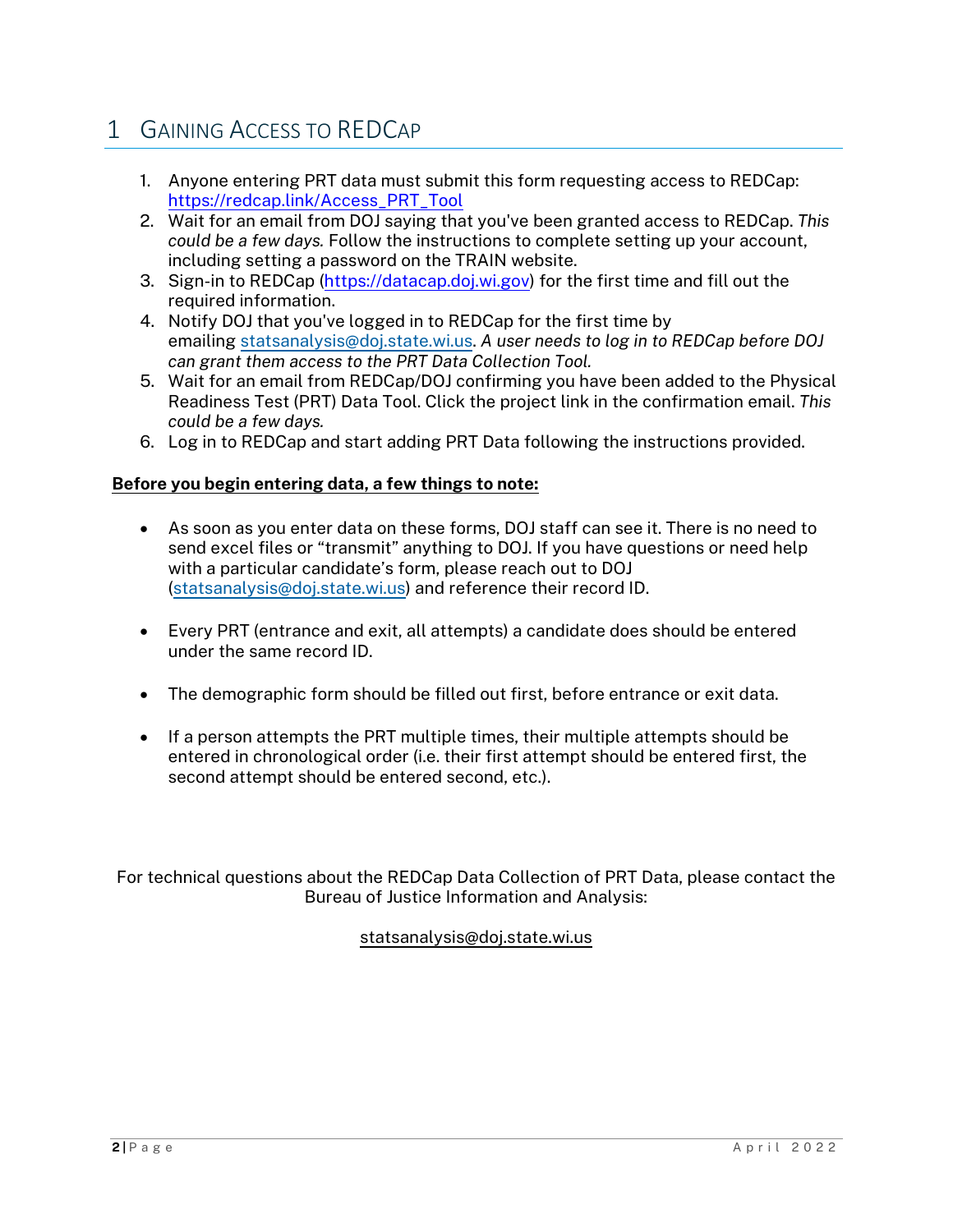# 1 Gaining Access to REDCap

1. Anyone entering PRT data must submit this form requesting access to REDCap: https://redcap.link/Access_PRT_Tool
2. Wait for an email from DOJ saying that you've been granted access to REDCap. *This could be a few days.* Follow the instructions to complete setting up your account, including setting a password on the TRAIN website.
3. Sign-in to REDCap (https://datacap.doj.wi.gov) for the first time and fill out the required information.
4. Notify DOJ that you've logged in to REDCap for the first time by emailing statsanalysis@doj.state.wi.us. *A user needs to log in to REDCap before DOJ can grant them access to the PRT Data Collection Tool.*
5. Wait for an email from REDCap/DOJ confirming you have been added to the Physical Readiness Test (PRT) Data Tool. Click the project link in the confirmation email. *This could be a few days.*
6. Log in to REDCap and start adding PRT Data following the instructions provided.

**Before you begin entering data, a few things to note:**

- As soon as you enter data on these forms, DOJ staff can see it. There is no need to send excel files or "transmit" anything to DOJ. If you have questions or need help with a particular candidate's form, please reach out to DOJ (statsanalysis@doj.state.wi.us) and reference their record ID.
- Every PRT (entrance and exit, all attempts) a candidate does should be entered under the same record ID.
- The demographic form should be filled out first, before entrance or exit data.
- If a person attempts the PRT multiple times, their multiple attempts should be entered in chronological order (i.e. their first attempt should be entered first, the second attempt should be entered second, etc.).

For technical questions about the REDCap Data Collection of PRT Data, please contact the Bureau of Justice Information and Analysis:

statsanalysis@doj.state.wi.us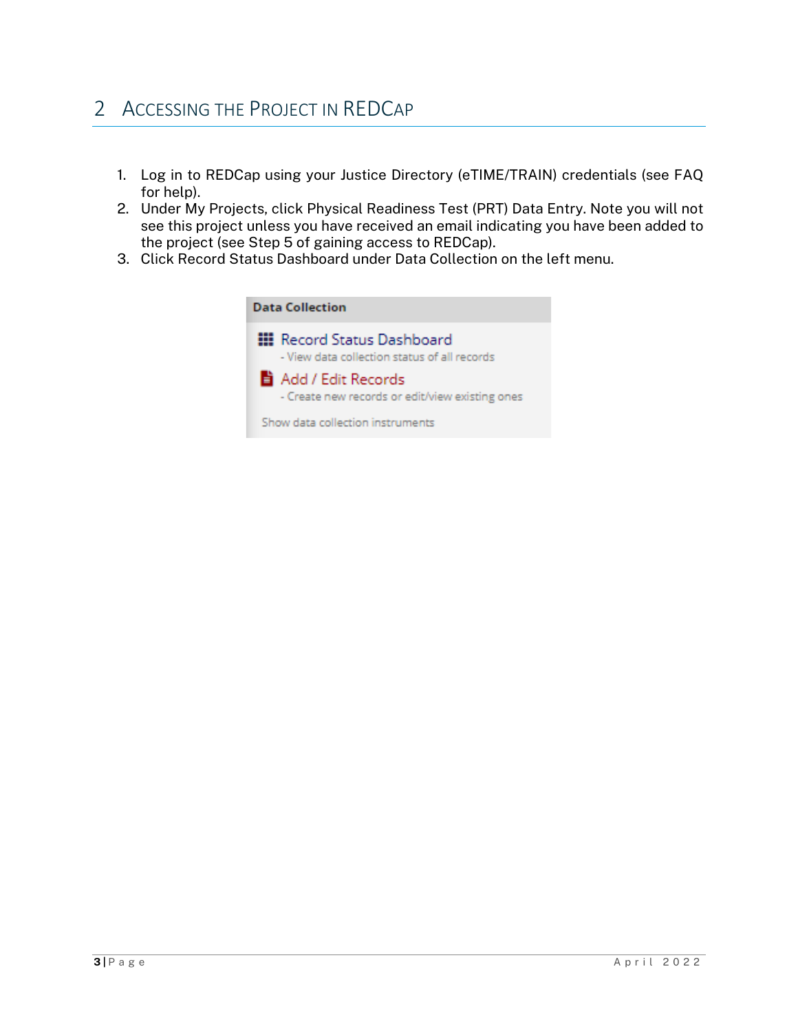# 2 Accessing the Project in REDCap

1. Log in to REDCap using your Justice Directory (eTIME/TRAIN) credentials (see FAQ for help).
2. Under My Projects, click Physical Readiness Test (PRT) Data Entry. Note you will not see this project unless you have received an email indicating you have been added to the project (see Step 5 of gaining access to REDCap).
3. Click Record Status Dashboard under Data Collection on the left menu.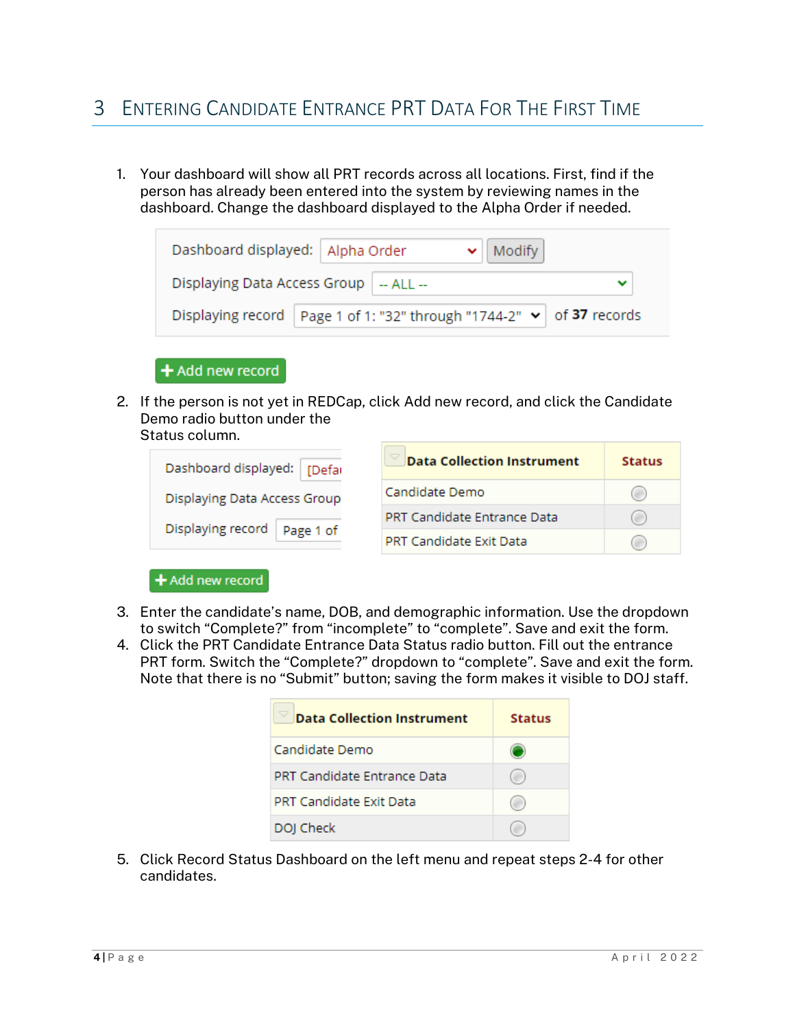## 3 Entering Candidate Entrance PRT Data For The First Time

1. Your dashboard will show all PRT records across all locations. First, find if the person has already been entered into the system by reviewing names in the dashboard. Change the dashboard displayed to the Alpha Order if needed.

   Dashboard displayed: Alpha Order  Modify

   Displaying Data Access Group -- ALL --

   Displaying record Page 1 of 1: "32" through "1744-2" of **37** records

   + Add new record

2. If the person is not yet in REDCap, click Add new record, and click the Candidate Demo radio button under the Status column.

   | Data Collection Instrument | Status |
   | --- | --- |
   | Candidate Demo | |
   | PRT Candidate Entrance Data | |
   | PRT Candidate Exit Data | |

3. Enter the candidate's name, DOB, and demographic information. Use the dropdown to switch "Complete?" from "incomplete" to "complete". Save and exit the form.
4. Click the PRT Candidate Entrance Data Status radio button. Fill out the entrance PRT form. Switch the "Complete?" dropdown to "complete". Save and exit the form. Note that there is no "Submit" button; saving the form makes it visible to DOJ staff.

   | Data Collection Instrument | Status |
   | --- | --- |
   | Candidate Demo | |
   | PRT Candidate Entrance Data | |
   | PRT Candidate Exit Data | |
   | DOJ Check | |

5. Click Record Status Dashboard on the left menu and repeat steps 2-4 for other candidates.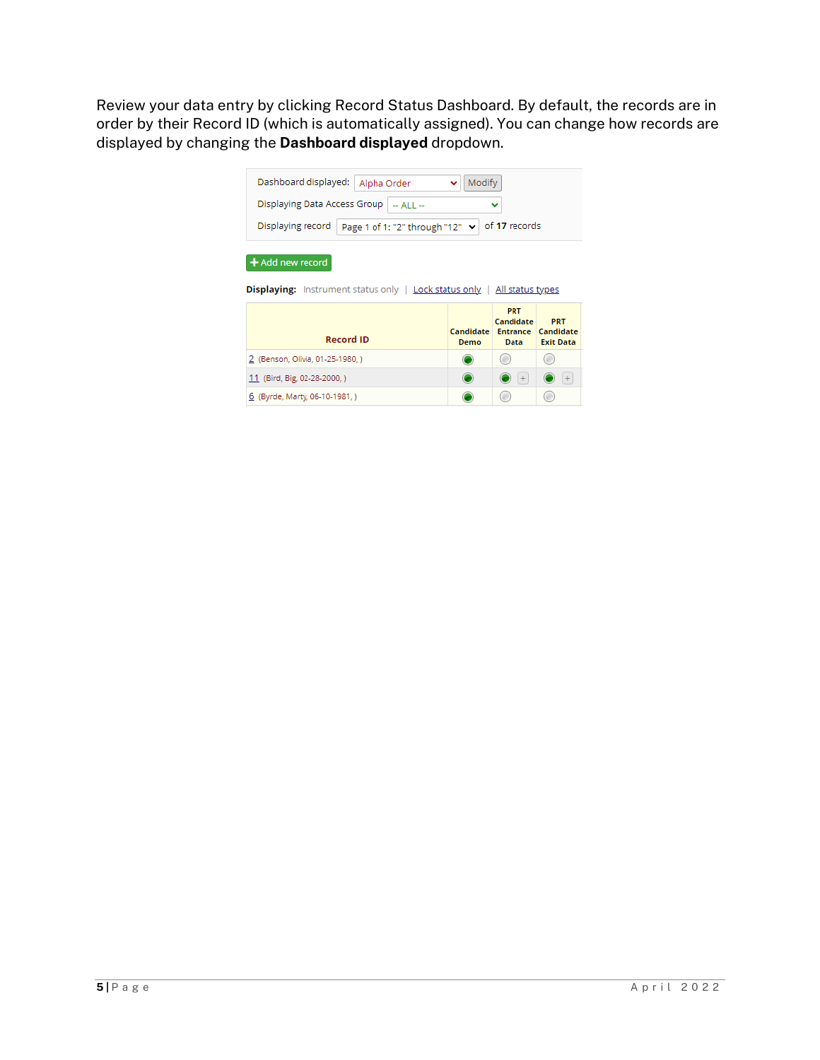Review your data entry by clicking Record Status Dashboard. By default, the records are in order by their Record ID (which is automatically assigned). You can change how records are displayed by changing the **Dashboard displayed** dropdown.

Dashboard displayed: Alpha Order [Modify]

Displaying Data Access Group: -- ALL --

Displaying record: Page 1 of 1: "2" through "12" of **17** records

+ Add new record

**Displaying:** Instrument status only | Lock status only | All status types

| Record ID | Candidate Demo | PRT Candidate Entrance Data | PRT Candidate Exit Data |
|---|---|---|---|
| 2 (Benson, Olivia, 01-25-1980, ) | ● | ○ | ○ |
| 11 (Bird, Big, 02-28-2000, ) | ● | ● + | ● + |
| 6 (Byrde, Marty, 06-10-1981, ) | ● | ○ | ○ |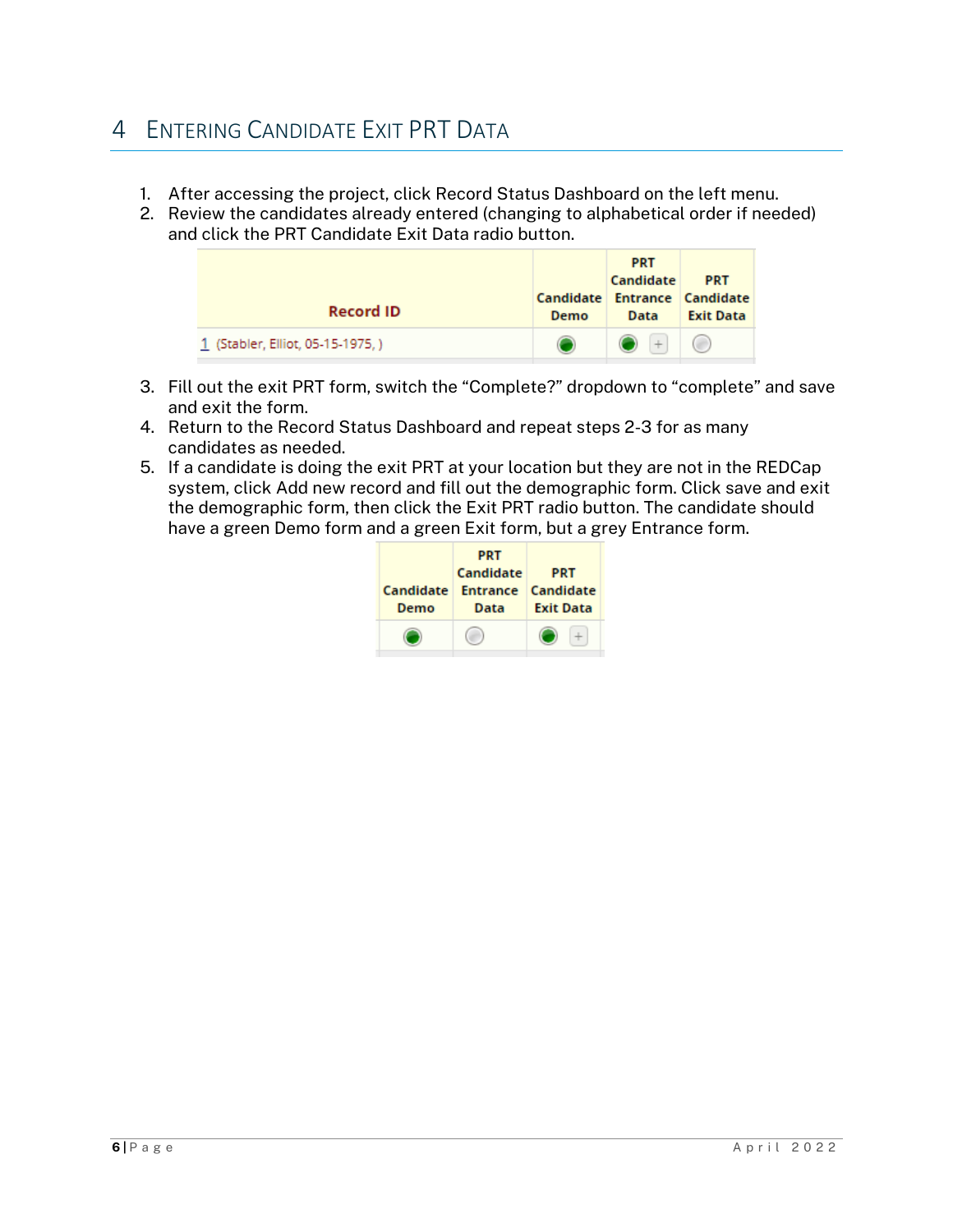# 4 Entering Candidate Exit PRT Data

1. After accessing the project, click Record Status Dashboard on the left menu.
2. Review the candidates already entered (changing to alphabetical order if needed) and click the PRT Candidate Exit Data radio button.

| Record ID | Candidate Demo | PRT Candidate Entrance Data | PRT Candidate Exit Data |
|---|---|---|---|
| 1 (Stabler, Elliot, 05-15-1975, ) | ● | ● + | ○ |

3. Fill out the exit PRT form, switch the "Complete?" dropdown to "complete" and save and exit the form.
4. Return to the Record Status Dashboard and repeat steps 2-3 for as many candidates as needed.
5. If a candidate is doing the exit PRT at your location but they are not in the REDCap system, click Add new record and fill out the demographic form. Click save and exit the demographic form, then click the Exit PRT radio button. The candidate should have a green Demo form and a green Exit form, but a grey Entrance form.

| Candidate Demo | PRT Candidate Entrance Data | PRT Candidate Exit Data |
|---|---|---|
| ● | ○ | ● + |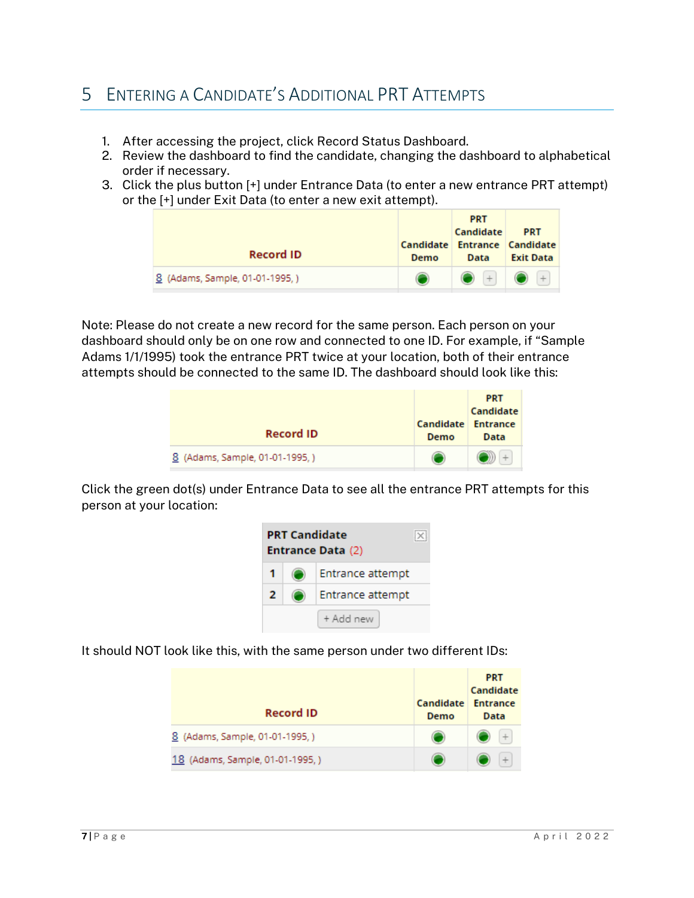# 5 Entering a Candidate's Additional PRT Attempts

1. After accessing the project, click Record Status Dashboard.
2. Review the dashboard to find the candidate, changing the dashboard to alphabetical order if necessary.
3. Click the plus button [+] under Entrance Data (to enter a new entrance PRT attempt) or the [+] under Exit Data (to enter a new exit attempt).

| Record ID | Candidate Demo | PRT Candidate Entrance Data | PRT Candidate Exit Data |
|---|---|---|---|
| 8 (Adams, Sample, 01-01-1995, ) | ● | ● + | ● + |

Note: Please do not create a new record for the same person. Each person on your dashboard should only be on one row and connected to one ID. For example, if "Sample Adams 1/1/1995) took the entrance PRT twice at your location, both of their entrance attempts should be connected to the same ID. The dashboard should look like this:

| Record ID | Candidate Demo | PRT Candidate Entrance Data |
|---|---|---|
| 8 (Adams, Sample, 01-01-1995, ) | ● | ●)) + |

Click the green dot(s) under Entrance Data to see all the entrance PRT attempts for this person at your location:

| PRT Candidate Entrance Data (2) | | |
|---|---|---|
| 1 | ● | Entrance attempt |
| 2 | ● | Entrance attempt |
| | | + Add new |

It should NOT look like this, with the same person under two different IDs:

| Record ID | Candidate Demo | PRT Candidate Entrance Data |
|---|---|---|
| 8 (Adams, Sample, 01-01-1995, ) | ● | ● + |
| 18 (Adams, Sample, 01-01-1995, ) | ● | ● + |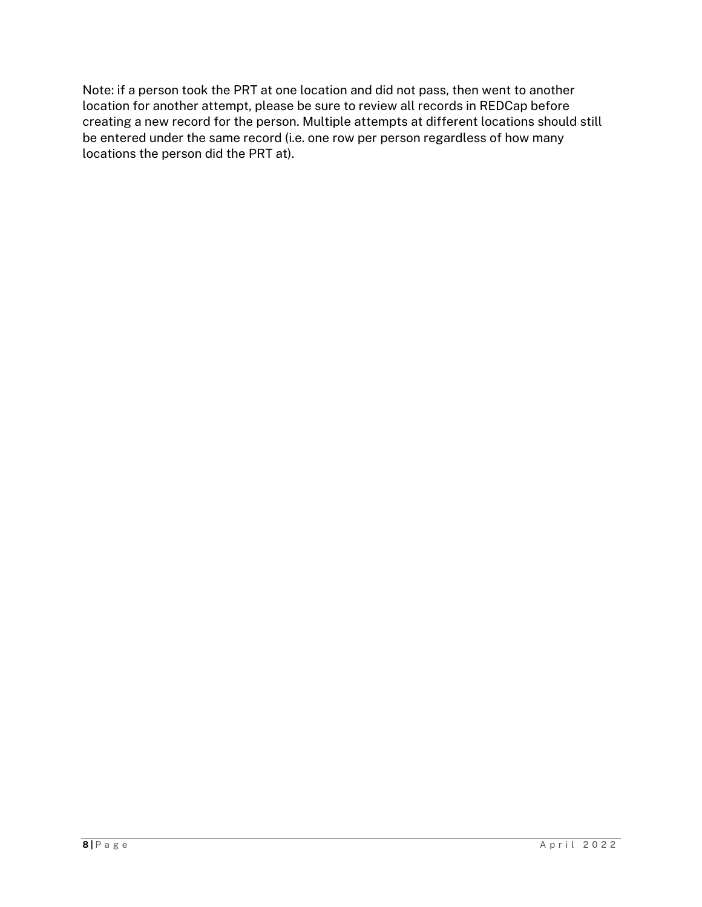Note: if a person took the PRT at one location and did not pass, then went to another location for another attempt, please be sure to review all records in REDCap before creating a new record for the person. Multiple attempts at different locations should still be entered under the same record (i.e. one row per person regardless of how many locations the person did the PRT at).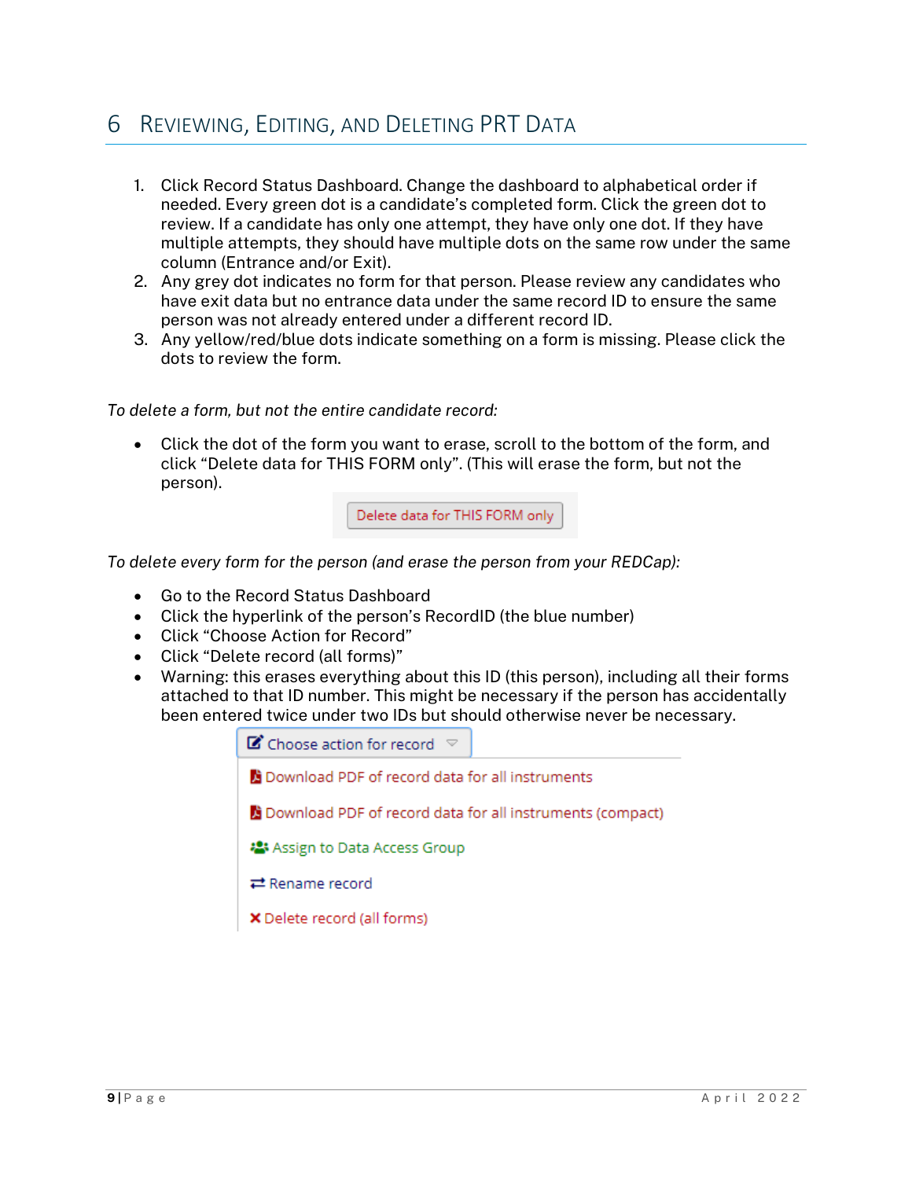# 6 Reviewing, Editing, and Deleting PRT Data

1. Click Record Status Dashboard. Change the dashboard to alphabetical order if needed. Every green dot is a candidate's completed form. Click the green dot to review. If a candidate has only one attempt, they have only one dot. If they have multiple attempts, they should have multiple dots on the same row under the same column (Entrance and/or Exit).
2. Any grey dot indicates no form for that person. Please review any candidates who have exit data but no entrance data under the same record ID to ensure the same person was not already entered under a different record ID.
3. Any yellow/red/blue dots indicate something on a form is missing. Please click the dots to review the form.

*To delete a form, but not the entire candidate record:*

- Click the dot of the form you want to erase, scroll to the bottom of the form, and click "Delete data for THIS FORM only". (This will erase the form, but not the person).

Delete data for THIS FORM only

*To delete every form for the person (and erase the person from your REDCap):*

- Go to the Record Status Dashboard
- Click the hyperlink of the person's RecordID (the blue number)
- Click "Choose Action for Record"
- Click "Delete record (all forms)"
- Warning: this erases everything about this ID (this person), including all their forms attached to that ID number. This might be necessary if the person has accidentally been entered twice under two IDs but should otherwise never be necessary.

Choose action for record
- Download PDF of record data for all instruments
- Download PDF of record data for all instruments (compact)
- Assign to Data Access Group
- Rename record
- Delete record (all forms)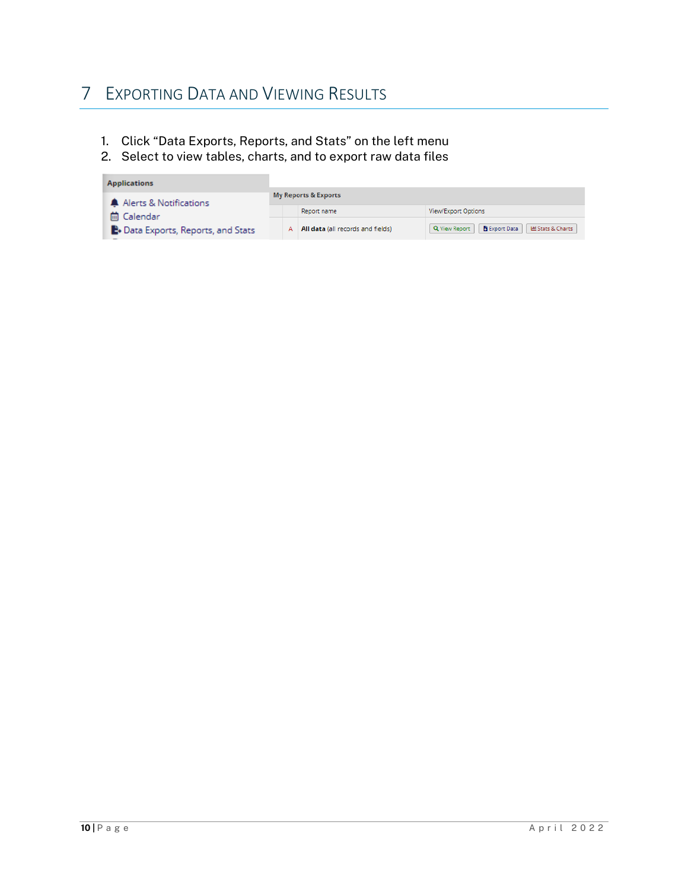# 7 Exporting Data and Viewing Results

1. Click “Data Exports, Reports, and Stats” on the left menu
2. Select to view tables, charts, and to export raw data files

**Applications**

- Alerts & Notifications
- Calendar
- Data Exports, Reports, and Stats

**My Reports & Exports**

| | Report name | View/Export Options |
|---|---|---|
| A | **All data** (all records and fields) | View Report, Export Data, Stats & Charts |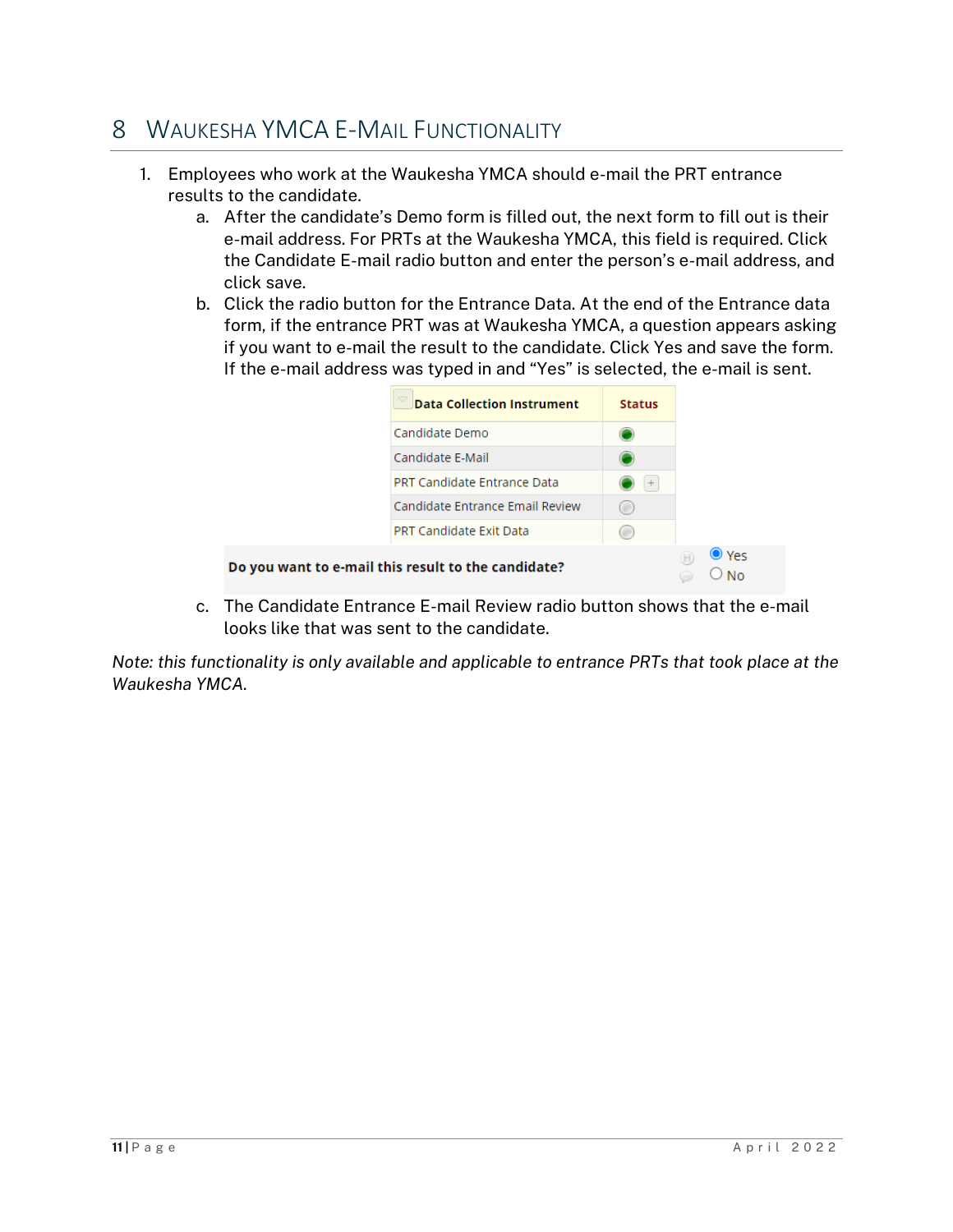# 8 Waukesha YMCA E-Mail Functionality

1. Employees who work at the Waukesha YMCA should e-mail the PRT entrance results to the candidate.
   a. After the candidate's Demo form is filled out, the next form to fill out is their e-mail address. For PRTs at the Waukesha YMCA, this field is required. Click the Candidate E-mail radio button and enter the person's e-mail address, and click save.
   b. Click the radio button for the Entrance Data. At the end of the Entrance data form, if the entrance PRT was at Waukesha YMCA, a question appears asking if you want to e-mail the result to the candidate. Click Yes and save the form. If the e-mail address was typed in and "Yes" is selected, the e-mail is sent.

| Data Collection Instrument | Status |
|---|---|
| Candidate Demo | ● |
| Candidate E-Mail | ● |
| PRT Candidate Entrance Data | ● + |
| Candidate Entrance Email Review | ○ |
| PRT Candidate Exit Data | ○ |

**Do you want to e-mail this result to the candidate?** ◉ Yes ○ No

   c. The Candidate Entrance E-mail Review radio button shows that the e-mail looks like that was sent to the candidate.

*Note: this functionality is only available and applicable to entrance PRTs that took place at the Waukesha YMCA.*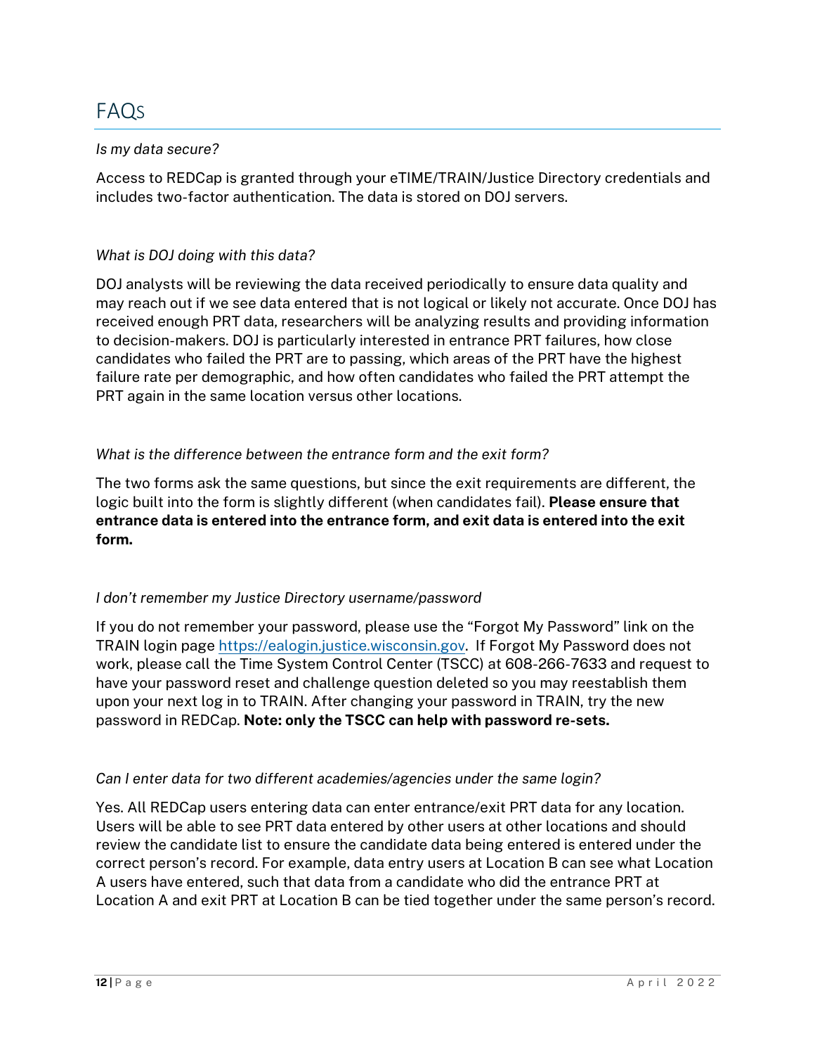# FAQs

*Is my data secure?*

Access to REDCap is granted through your eTIME/TRAIN/Justice Directory credentials and includes two-factor authentication. The data is stored on DOJ servers.

*What is DOJ doing with this data?*

DOJ analysts will be reviewing the data received periodically to ensure data quality and may reach out if we see data entered that is not logical or likely not accurate. Once DOJ has received enough PRT data, researchers will be analyzing results and providing information to decision-makers. DOJ is particularly interested in entrance PRT failures, how close candidates who failed the PRT are to passing, which areas of the PRT have the highest failure rate per demographic, and how often candidates who failed the PRT attempt the PRT again in the same location versus other locations.

*What is the difference between the entrance form and the exit form?*

The two forms ask the same questions, but since the exit requirements are different, the logic built into the form is slightly different (when candidates fail). **Please ensure that entrance data is entered into the entrance form, and exit data is entered into the exit form.**

*I don't remember my Justice Directory username/password*

If you do not remember your password, please use the "Forgot My Password" link on the TRAIN login page [https://ealogin.justice.wisconsin.gov](https://ealogin.justice.wisconsin.gov). If Forgot My Password does not work, please call the Time System Control Center (TSCC) at 608-266-7633 and request to have your password reset and challenge question deleted so you may reestablish them upon your next log in to TRAIN. After changing your password in TRAIN, try the new password in REDCap. **Note: only the TSCC can help with password re-sets.**

*Can I enter data for two different academies/agencies under the same login?*

Yes. All REDCap users entering data can enter entrance/exit PRT data for any location. Users will be able to see PRT data entered by other users at other locations and should review the candidate list to ensure the candidate data being entered is entered under the correct person's record. For example, data entry users at Location B can see what Location A users have entered, such that data from a candidate who did the entrance PRT at Location A and exit PRT at Location B can be tied together under the same person's record.